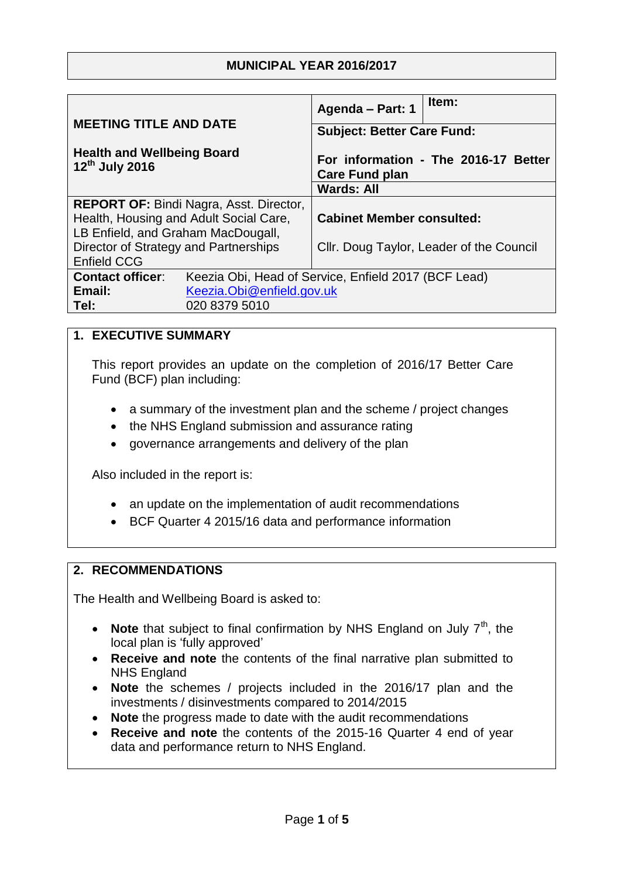**MUNICIPAL YEAR 2016/2017**

| MEETING TITLE AND DATE<br><br>**Health and Wellbeing Board**<br>**12th July 2016** | **Agenda – Part: 1** | **Item:** |
|---|---|---|
| | **Subject: Better Care Fund:**<br><br>**For information - The 2016-17 Better Care Fund plan** | |
| | **Wards: All** | |
| **REPORT OF:** Bindi Nagra, Asst. Director, Health, Housing and Adult Social Care, LB Enfield, and Graham MacDougall, Director of Strategy and Partnerships Enfield CCG | **Cabinet Member consulted:**<br><br>Cllr. Doug Taylor, Leader of the Council | |

| | |
|---|---|
| **Contact officer**: | Keezia Obi, Head of Service, Enfield 2017 (BCF Lead) |
| **Email:** | Keezia.Obi@enfield.gov.uk |
| **Tel:** | 020 8379 5010 |

## 1. EXECUTIVE SUMMARY

This report provides an update on the completion of 2016/17 Better Care Fund (BCF) plan including:

- a summary of the investment plan and the scheme / project changes
- the NHS England submission and assurance rating
- governance arrangements and delivery of the plan

Also included in the report is:

- an update on the implementation of audit recommendations
- BCF Quarter 4 2015/16 data and performance information

## 2. RECOMMENDATIONS

The Health and Wellbeing Board is asked to:

- **Note** that subject to final confirmation by NHS England on July 7th, the local plan is 'fully approved'
- **Receive and note** the contents of the final narrative plan submitted to NHS England
- **Note** the schemes / projects included in the 2016/17 plan and the investments / disinvestments compared to 2014/2015
- **Note** the progress made to date with the audit recommendations
- **Receive and note** the contents of the 2015-16 Quarter 4 end of year data and performance return to NHS England.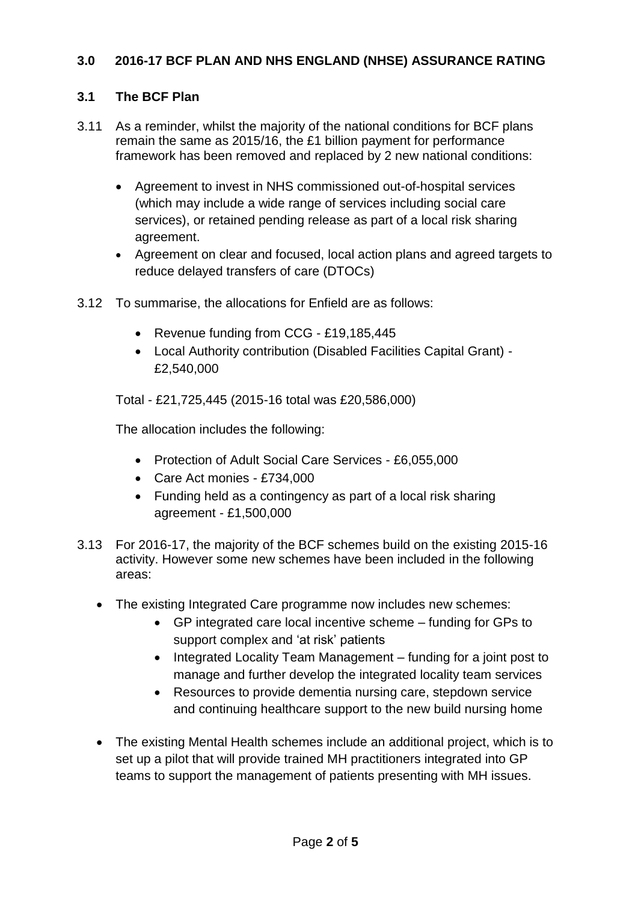## 3.0 2016-17 BCF PLAN AND NHS ENGLAND (NHSE) ASSURANCE RATING

### 3.1 The BCF Plan

3.11 As a reminder, whilst the majority of the national conditions for BCF plans remain the same as 2015/16, the £1 billion payment for performance framework has been removed and replaced by 2 new national conditions:

- Agreement to invest in NHS commissioned out-of-hospital services (which may include a wide range of services including social care services), or retained pending release as part of a local risk sharing agreement.
- Agreement on clear and focused, local action plans and agreed targets to reduce delayed transfers of care (DTOCs)

3.12 To summarise, the allocations for Enfield are as follows:

- Revenue funding from CCG - £19,185,445
- Local Authority contribution (Disabled Facilities Capital Grant) - £2,540,000

Total - £21,725,445 (2015-16 total was £20,586,000)

The allocation includes the following:

- Protection of Adult Social Care Services - £6,055,000
- Care Act monies - £734,000
- Funding held as a contingency as part of a local risk sharing agreement - £1,500,000

3.13 For 2016-17, the majority of the BCF schemes build on the existing 2015-16 activity. However some new schemes have been included in the following areas:

- The existing Integrated Care programme now includes new schemes:
  - GP integrated care local incentive scheme – funding for GPs to support complex and 'at risk' patients
  - Integrated Locality Team Management – funding for a joint post to manage and further develop the integrated locality team services
  - Resources to provide dementia nursing care, stepdown service and continuing healthcare support to the new build nursing home
- The existing Mental Health schemes include an additional project, which is to set up a pilot that will provide trained MH practitioners integrated into GP teams to support the management of patients presenting with MH issues.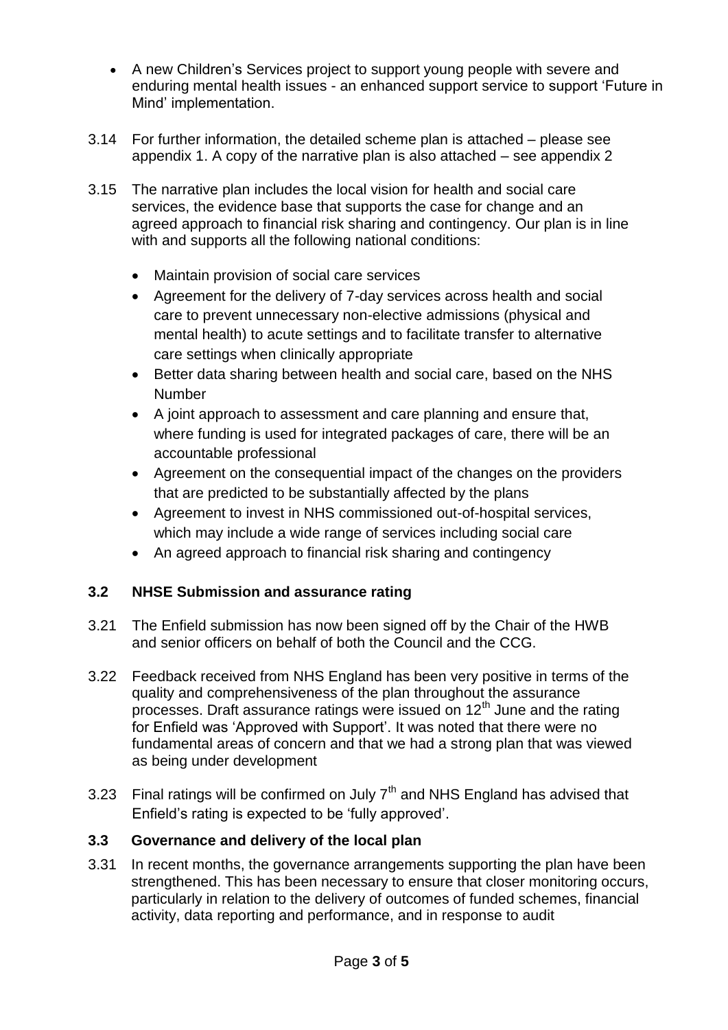- A new Children's Services project to support young people with severe and enduring mental health issues - an enhanced support service to support 'Future in Mind' implementation.

3.14 For further information, the detailed scheme plan is attached – please see appendix 1. A copy of the narrative plan is also attached – see appendix 2

3.15 The narrative plan includes the local vision for health and social care services, the evidence base that supports the case for change and an agreed approach to financial risk sharing and contingency. Our plan is in line with and supports all the following national conditions:

- Maintain provision of social care services
- Agreement for the delivery of 7-day services across health and social care to prevent unnecessary non-elective admissions (physical and mental health) to acute settings and to facilitate transfer to alternative care settings when clinically appropriate
- Better data sharing between health and social care, based on the NHS Number
- A joint approach to assessment and care planning and ensure that, where funding is used for integrated packages of care, there will be an accountable professional
- Agreement on the consequential impact of the changes on the providers that are predicted to be substantially affected by the plans
- Agreement to invest in NHS commissioned out-of-hospital services, which may include a wide range of services including social care
- An agreed approach to financial risk sharing and contingency

### 3.2 NHSE Submission and assurance rating

3.21 The Enfield submission has now been signed off by the Chair of the HWB and senior officers on behalf of both the Council and the CCG.

3.22 Feedback received from NHS England has been very positive in terms of the quality and comprehensiveness of the plan throughout the assurance processes. Draft assurance ratings were issued on 12th June and the rating for Enfield was 'Approved with Support'. It was noted that there were no fundamental areas of concern and that we had a strong plan that was viewed as being under development

3.23 Final ratings will be confirmed on July 7th and NHS England has advised that Enfield's rating is expected to be 'fully approved'.

### 3.3 Governance and delivery of the local plan

3.31 In recent months, the governance arrangements supporting the plan have been strengthened. This has been necessary to ensure that closer monitoring occurs, particularly in relation to the delivery of outcomes of funded schemes, financial activity, data reporting and performance, and in response to audit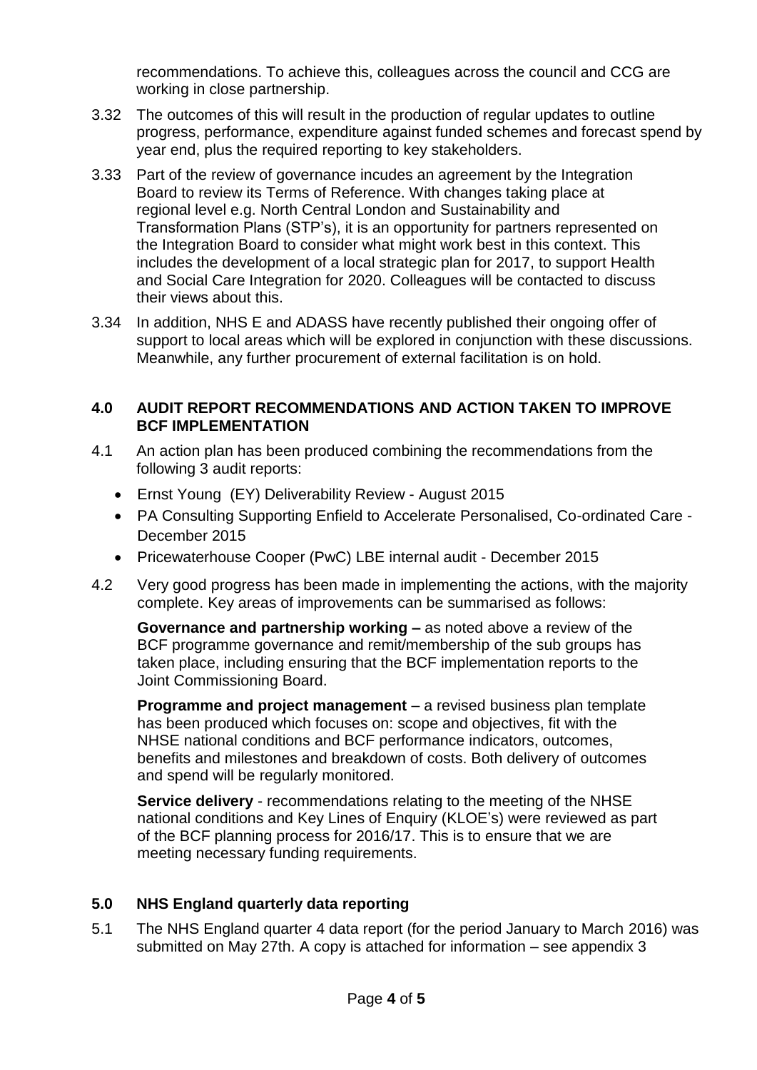recommendations. To achieve this, colleagues across the council and CCG are working in close partnership.

3.32 The outcomes of this will result in the production of regular updates to outline progress, performance, expenditure against funded schemes and forecast spend by year end, plus the required reporting to key stakeholders.

3.33 Part of the review of governance incudes an agreement by the Integration Board to review its Terms of Reference. With changes taking place at regional level e.g. North Central London and Sustainability and Transformation Plans (STP's), it is an opportunity for partners represented on the Integration Board to consider what might work best in this context. This includes the development of a local strategic plan for 2017, to support Health and Social Care Integration for 2020. Colleagues will be contacted to discuss their views about this.

3.34 In addition, NHS E and ADASS have recently published their ongoing offer of support to local areas which will be explored in conjunction with these discussions. Meanwhile, any further procurement of external facilitation is on hold.

## 4.0 AUDIT REPORT RECOMMENDATIONS AND ACTION TAKEN TO IMPROVE BCF IMPLEMENTATION

4.1 An action plan has been produced combining the recommendations from the following 3 audit reports:

- Ernst Young (EY) Deliverability Review - August 2015
- PA Consulting Supporting Enfield to Accelerate Personalised, Co-ordinated Care - December 2015
- Pricewaterhouse Cooper (PwC) LBE internal audit - December 2015

4.2 Very good progress has been made in implementing the actions, with the majority complete. Key areas of improvements can be summarised as follows:

**Governance and partnership working –** as noted above a review of the BCF programme governance and remit/membership of the sub groups has taken place, including ensuring that the BCF implementation reports to the Joint Commissioning Board.

**Programme and project management** – a revised business plan template has been produced which focuses on: scope and objectives, fit with the NHSE national conditions and BCF performance indicators, outcomes, benefits and milestones and breakdown of costs. Both delivery of outcomes and spend will be regularly monitored.

**Service delivery** - recommendations relating to the meeting of the NHSE national conditions and Key Lines of Enquiry (KLOE's) were reviewed as part of the BCF planning process for 2016/17. This is to ensure that we are meeting necessary funding requirements.

## 5.0 NHS England quarterly data reporting

5.1 The NHS England quarter 4 data report (for the period January to March 2016) was submitted on May 27th. A copy is attached for information – see appendix 3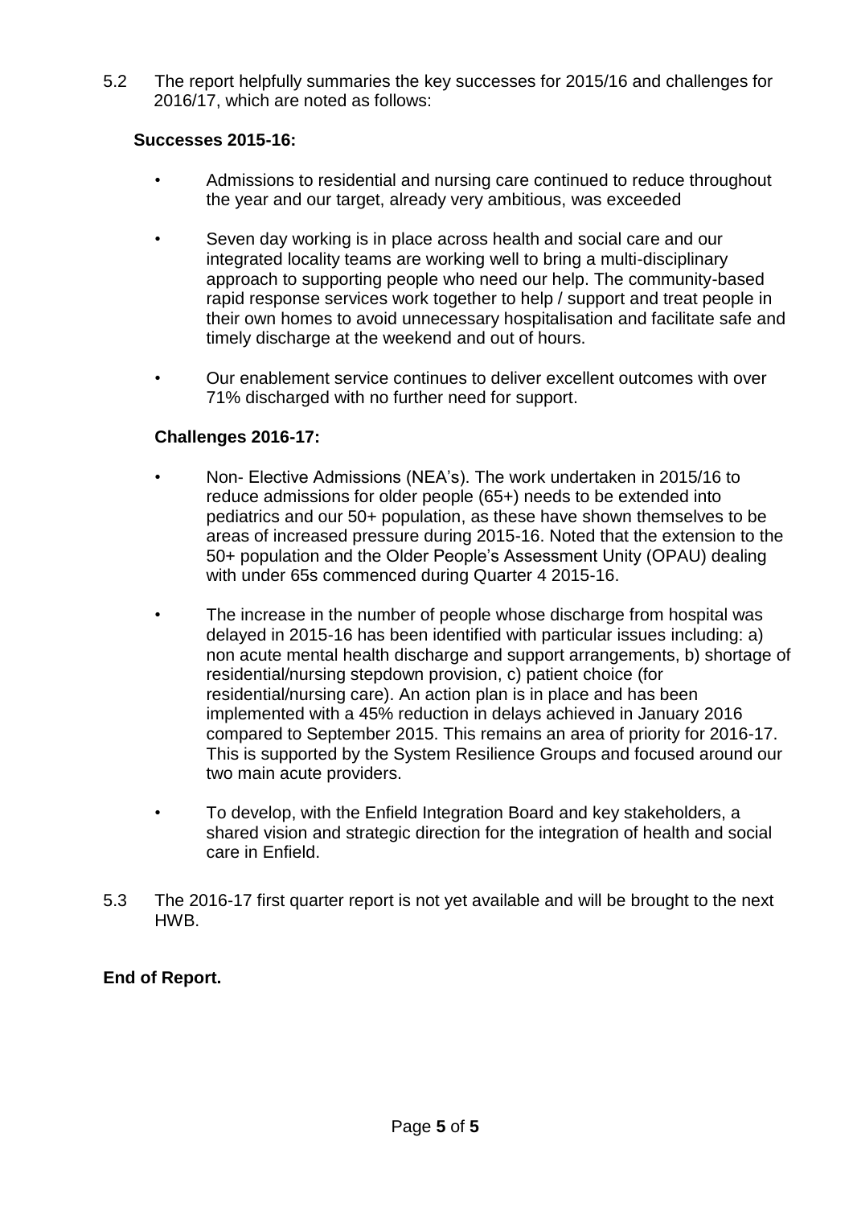5.2 The report helpfully summaries the key successes for 2015/16 and challenges for 2016/17, which are noted as follows:

**Successes 2015-16:**

- Admissions to residential and nursing care continued to reduce throughout the year and our target, already very ambitious, was exceeded
- Seven day working is in place across health and social care and our integrated locality teams are working well to bring a multi-disciplinary approach to supporting people who need our help. The community-based rapid response services work together to help / support and treat people in their own homes to avoid unnecessary hospitalisation and facilitate safe and timely discharge at the weekend and out of hours.
- Our enablement service continues to deliver excellent outcomes with over 71% discharged with no further need for support.

**Challenges 2016-17:**

- Non- Elective Admissions (NEA's). The work undertaken in 2015/16 to reduce admissions for older people (65+) needs to be extended into pediatrics and our 50+ population, as these have shown themselves to be areas of increased pressure during 2015-16. Noted that the extension to the 50+ population and the Older People's Assessment Unity (OPAU) dealing with under 65s commenced during Quarter 4 2015-16.
- The increase in the number of people whose discharge from hospital was delayed in 2015-16 has been identified with particular issues including: a) non acute mental health discharge and support arrangements, b) shortage of residential/nursing stepdown provision, c) patient choice (for residential/nursing care). An action plan is in place and has been implemented with a 45% reduction in delays achieved in January 2016 compared to September 2015. This remains an area of priority for 2016-17. This is supported by the System Resilience Groups and focused around our two main acute providers.
- To develop, with the Enfield Integration Board and key stakeholders, a shared vision and strategic direction for the integration of health and social care in Enfield.

5.3 The 2016-17 first quarter report is not yet available and will be brought to the next HWB.

**End of Report.**